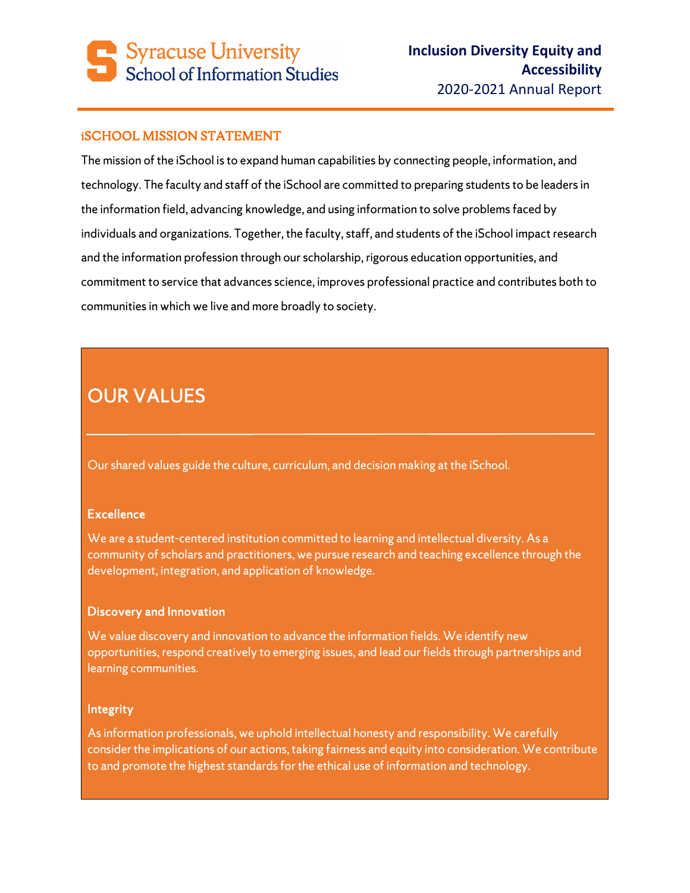Syracuse University
School of Information Studies

**Inclusion Diversity Equity and Accessibility**
2020-2021 Annual Report

## iSCHOOL MISSION STATEMENT

The mission of the iSchool is to expand human capabilities by connecting people, information, and technology. The faculty and staff of the iSchool are committed to preparing students to be leaders in the information field, advancing knowledge, and using information to solve problems faced by individuals and organizations. Together, the faculty, staff, and students of the iSchool impact research and the information profession through our scholarship, rigorous education opportunities, and commitment to service that advances science, improves professional practice and contributes both to communities in which we live and more broadly to society.

## OUR VALUES

Our shared values guide the culture, curriculum, and decision making at the iSchool.

### Excellence

We are a student-centered institution committed to learning and intellectual diversity. As a community of scholars and practitioners, we pursue research and teaching excellence through the development, integration, and application of knowledge.

### Discovery and Innovation

We value discovery and innovation to advance the information fields. We identify new opportunities, respond creatively to emerging issues, and lead our fields through partnerships and learning communities.

### Integrity

As information professionals, we uphold intellectual honesty and responsibility. We carefully consider the implications of our actions, taking fairness and equity into consideration. We contribute to and promote the highest standards for the ethical use of information and technology.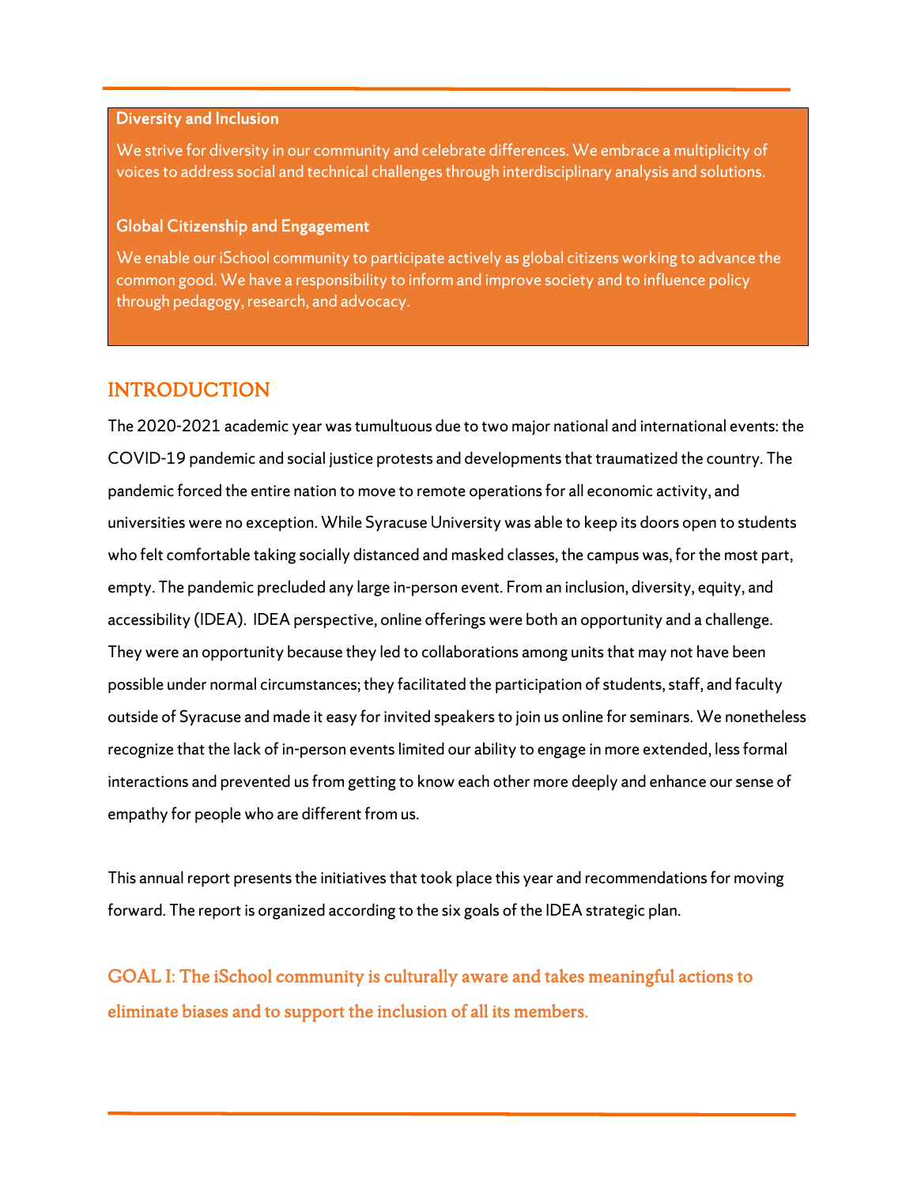**Diversity and Inclusion**

We strive for diversity in our community and celebrate differences. We embrace a multiplicity of voices to address social and technical challenges through interdisciplinary analysis and solutions.

**Global Citizenship and Engagement**

We enable our iSchool community to participate actively as global citizens working to advance the common good. We have a responsibility to inform and improve society and to influence policy through pedagogy, research, and advocacy.

## INTRODUCTION

The 2020-2021 academic year was tumultuous due to two major national and international events: the COVID-19 pandemic and social justice protests and developments that traumatized the country. The pandemic forced the entire nation to move to remote operations for all economic activity, and universities were no exception. While Syracuse University was able to keep its doors open to students who felt comfortable taking socially distanced and masked classes, the campus was, for the most part, empty. The pandemic precluded any large in-person event. From an inclusion, diversity, equity, and accessibility (IDEA). IDEA perspective, online offerings were both an opportunity and a challenge. They were an opportunity because they led to collaborations among units that may not have been possible under normal circumstances; they facilitated the participation of students, staff, and faculty outside of Syracuse and made it easy for invited speakers to join us online for seminars. We nonetheless recognize that the lack of in-person events limited our ability to engage in more extended, less formal interactions and prevented us from getting to know each other more deeply and enhance our sense of empathy for people who are different from us.

This annual report presents the initiatives that took place this year and recommendations for moving forward. The report is organized according to the six goals of the IDEA strategic plan.

## GOAL I: The iSchool community is culturally aware and takes meaningful actions to eliminate biases and to support the inclusion of all its members.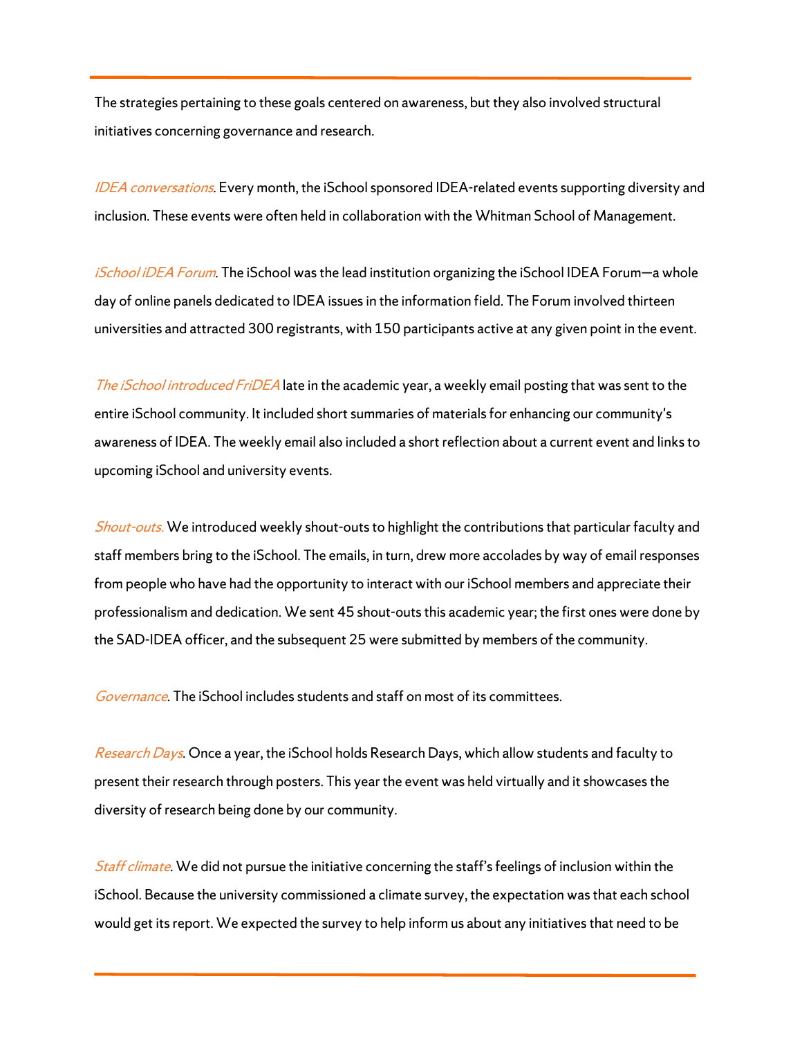The strategies pertaining to these goals centered on awareness, but they also involved structural initiatives concerning governance and research.

*IDEA conversations*. Every month, the iSchool sponsored IDEA-related events supporting diversity and inclusion. These events were often held in collaboration with the Whitman School of Management.

*iSchool iDEA Forum*. The iSchool was the lead institution organizing the iSchool IDEA Forum—a whole day of online panels dedicated to IDEA issues in the information field. The Forum involved thirteen universities and attracted 300 registrants, with 150 participants active at any given point in the event.

*The iSchool introduced FriDEA* late in the academic year, a weekly email posting that was sent to the entire iSchool community. It included short summaries of materials for enhancing our community's awareness of IDEA. The weekly email also included a short reflection about a current event and links to upcoming iSchool and university events.

*Shout-outs.* We introduced weekly shout-outs to highlight the contributions that particular faculty and staff members bring to the iSchool. The emails, in turn, drew more accolades by way of email responses from people who have had the opportunity to interact with our iSchool members and appreciate their professionalism and dedication. We sent 45 shout-outs this academic year; the first ones were done by the SAD-IDEA officer, and the subsequent 25 were submitted by members of the community.

*Governance*. The iSchool includes students and staff on most of its committees.

*Research Days*. Once a year, the iSchool holds Research Days, which allow students and faculty to present their research through posters. This year the event was held virtually and it showcases the diversity of research being done by our community.

*Staff climate*. We did not pursue the initiative concerning the staff's feelings of inclusion within the iSchool. Because the university commissioned a climate survey, the expectation was that each school would get its report. We expected the survey to help inform us about any initiatives that need to be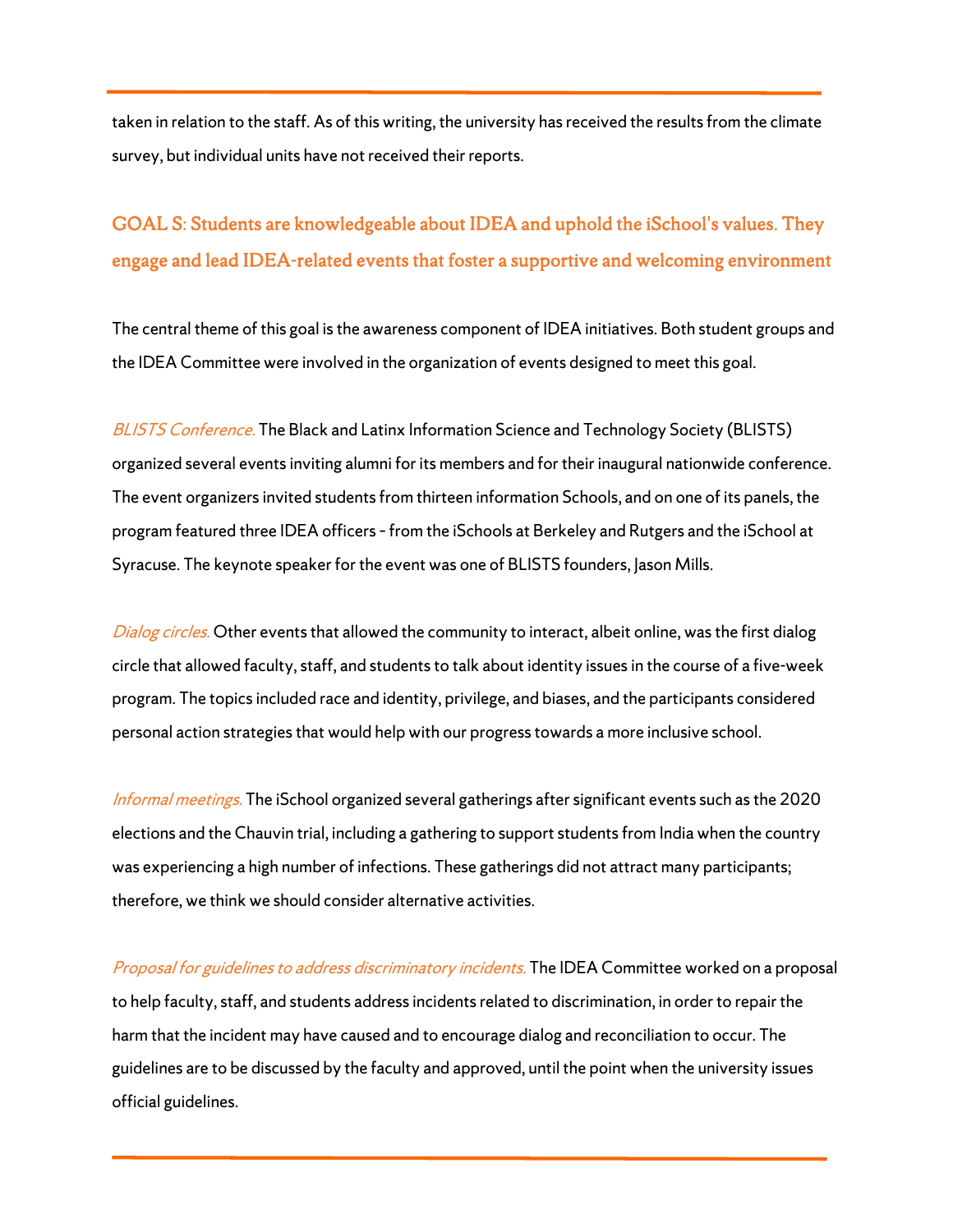taken in relation to the staff. As of this writing, the university has received the results from the climate survey, but individual units have not received their reports.

## GOAL S: Students are knowledgeable about IDEA and uphold the iSchool's values. They engage and lead IDEA-related events that foster a supportive and welcoming environment

The central theme of this goal is the awareness component of IDEA initiatives. Both student groups and the IDEA Committee were involved in the organization of events designed to meet this goal.

*BLISTS Conference.* The Black and Latinx Information Science and Technology Society (BLISTS) organized several events inviting alumni for its members and for their inaugural nationwide conference. The event organizers invited students from thirteen information Schools, and on one of its panels, the program featured three IDEA officers - from the iSchools at Berkeley and Rutgers and the iSchool at Syracuse. The keynote speaker for the event was one of BLISTS founders, Jason Mills.

*Dialog circles.* Other events that allowed the community to interact, albeit online, was the first dialog circle that allowed faculty, staff, and students to talk about identity issues in the course of a five-week program. The topics included race and identity, privilege, and biases, and the participants considered personal action strategies that would help with our progress towards a more inclusive school.

*Informal meetings.* The iSchool organized several gatherings after significant events such as the 2020 elections and the Chauvin trial, including a gathering to support students from India when the country was experiencing a high number of infections. These gatherings did not attract many participants; therefore, we think we should consider alternative activities.

*Proposal for guidelines to address discriminatory incidents.* The IDEA Committee worked on a proposal to help faculty, staff, and students address incidents related to discrimination, in order to repair the harm that the incident may have caused and to encourage dialog and reconciliation to occur. The guidelines are to be discussed by the faculty and approved, until the point when the university issues official guidelines.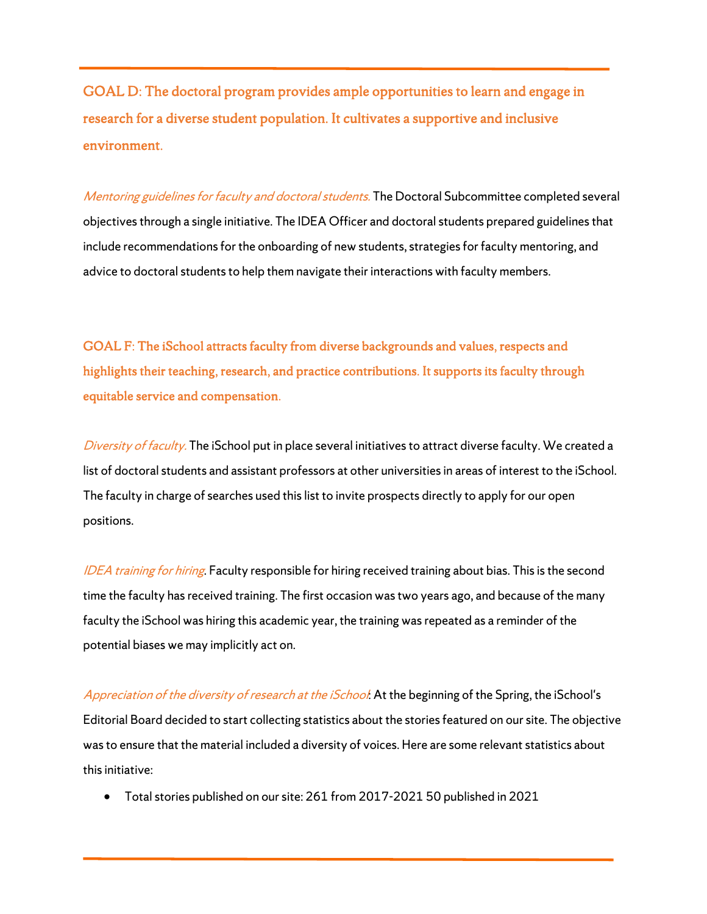## GOAL D: The doctoral program provides ample opportunities to learn and engage in research for a diverse student population. It cultivates a supportive and inclusive environment.

*Mentoring guidelines for faculty and doctoral students.* The Doctoral Subcommittee completed several objectives through a single initiative. The IDEA Officer and doctoral students prepared guidelines that include recommendations for the onboarding of new students, strategies for faculty mentoring, and advice to doctoral students to help them navigate their interactions with faculty members.

## GOAL F: The iSchool attracts faculty from diverse backgrounds and values, respects and highlights their teaching, research, and practice contributions. It supports its faculty through equitable service and compensation.

*Diversity of faculty.* The iSchool put in place several initiatives to attract diverse faculty. We created a list of doctoral students and assistant professors at other universities in areas of interest to the iSchool. The faculty in charge of searches used this list to invite prospects directly to apply for our open positions.

*IDEA training for hiring*. Faculty responsible for hiring received training about bias. This is the second time the faculty has received training. The first occasion was two years ago, and because of the many faculty the iSchool was hiring this academic year, the training was repeated as a reminder of the potential biases we may implicitly act on.

*Appreciation of the diversity of research at the iSchool*: At the beginning of the Spring, the iSchool's Editorial Board decided to start collecting statistics about the stories featured on our site. The objective was to ensure that the material included a diversity of voices. Here are some relevant statistics about this initiative:

- Total stories published on our site: 261 from 2017-2021 50 published in 2021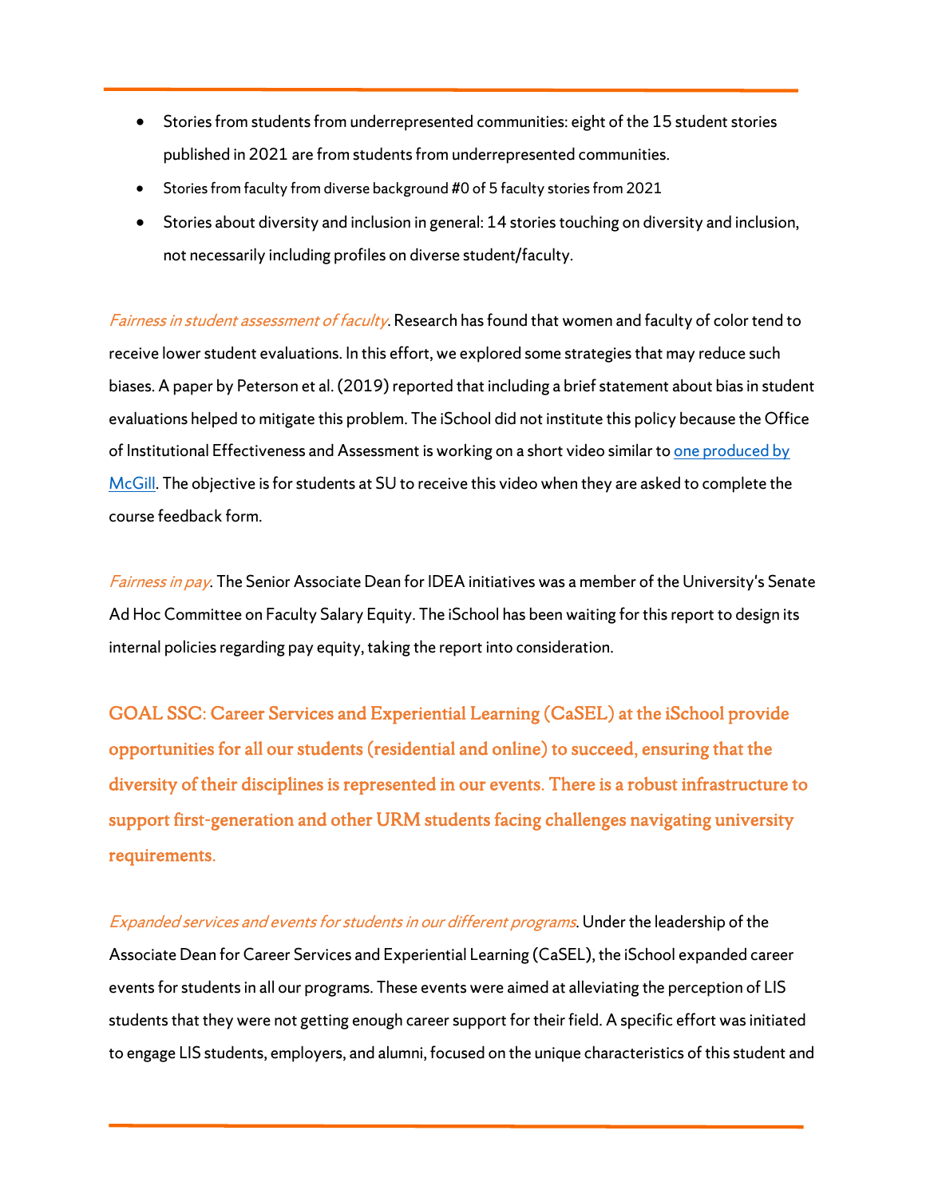- Stories from students from underrepresented communities: eight of the 15 student stories published in 2021 are from students from underrepresented communities.
- Stories from faculty from diverse background #0 of 5 faculty stories from 2021
- Stories about diversity and inclusion in general: 14 stories touching on diversity and inclusion, not necessarily including profiles on diverse student/faculty.

*Fairness in student assessment of faculty*. Research has found that women and faculty of color tend to receive lower student evaluations. In this effort, we explored some strategies that may reduce such biases. A paper by Peterson et al. (2019) reported that including a brief statement about bias in student evaluations helped to mitigate this problem. The iSchool did not institute this policy because the Office of Institutional Effectiveness and Assessment is working on a short video similar to one produced by McGill. The objective is for students at SU to receive this video when they are asked to complete the course feedback form.

*Fairness in pay*. The Senior Associate Dean for IDEA initiatives was a member of the University's Senate Ad Hoc Committee on Faculty Salary Equity. The iSchool has been waiting for this report to design its internal policies regarding pay equity, taking the report into consideration.

## GOAL SSC: Career Services and Experiential Learning (CaSEL) at the iSchool provide opportunities for all our students (residential and online) to succeed, ensuring that the diversity of their disciplines is represented in our events. There is a robust infrastructure to support first-generation and other URM students facing challenges navigating university requirements.

*Expanded services and events for students in our different programs*. Under the leadership of the Associate Dean for Career Services and Experiential Learning (CaSEL), the iSchool expanded career events for students in all our programs. These events were aimed at alleviating the perception of LIS students that they were not getting enough career support for their field. A specific effort was initiated to engage LIS students, employers, and alumni, focused on the unique characteristics of this student and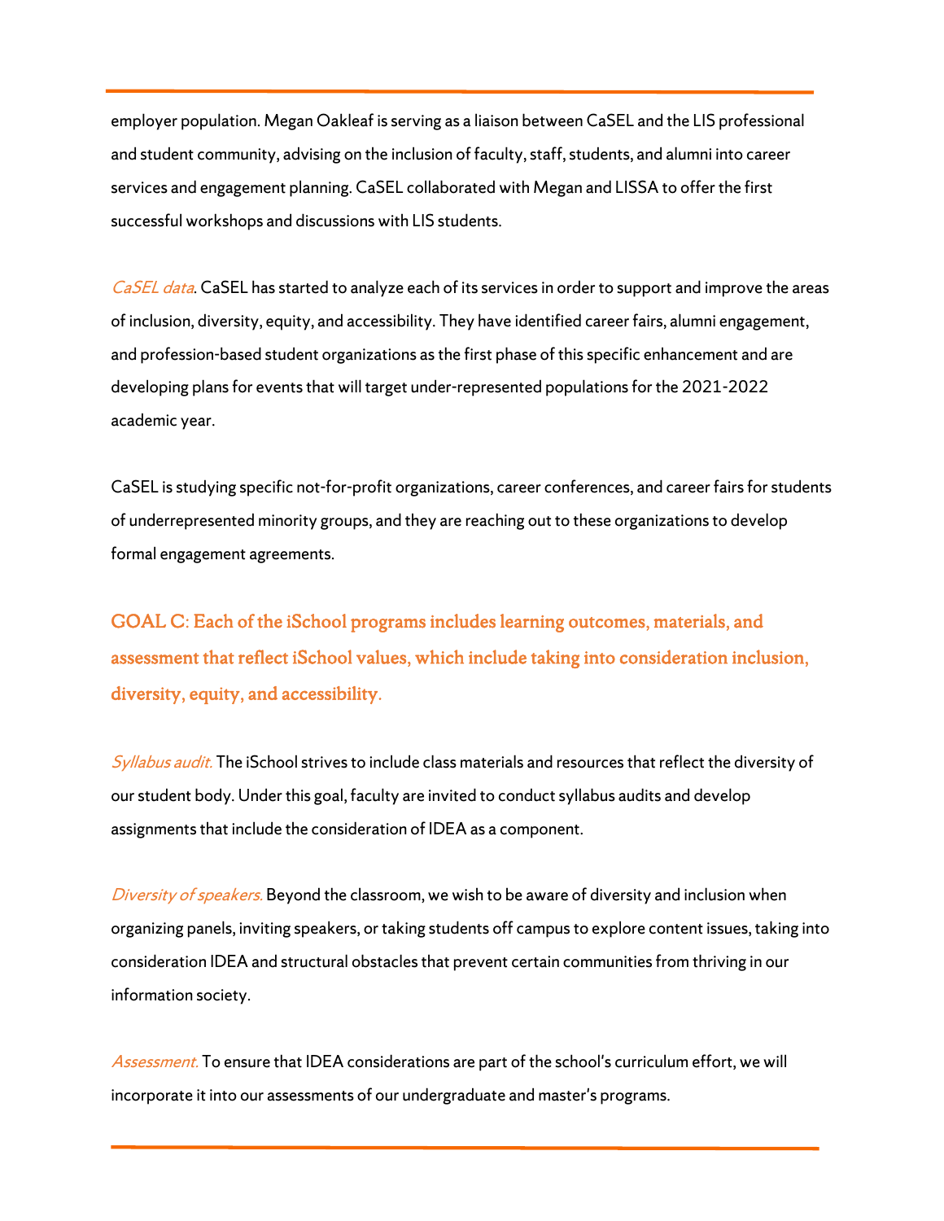employer population. Megan Oakleaf is serving as a liaison between CaSEL and the LIS professional and student community, advising on the inclusion of faculty, staff, students, and alumni into career services and engagement planning. CaSEL collaborated with Megan and LISSA to offer the first successful workshops and discussions with LIS students.

*CaSEL data*. CaSEL has started to analyze each of its services in order to support and improve the areas of inclusion, diversity, equity, and accessibility. They have identified career fairs, alumni engagement, and profession-based student organizations as the first phase of this specific enhancement and are developing plans for events that will target under-represented populations for the 2021-2022 academic year.

CaSEL is studying specific not-for-profit organizations, career conferences, and career fairs for students of underrepresented minority groups, and they are reaching out to these organizations to develop formal engagement agreements.

## GOAL C: Each of the iSchool programs includes learning outcomes, materials, and assessment that reflect iSchool values, which include taking into consideration inclusion, diversity, equity, and accessibility.

*Syllabus audit.* The iSchool strives to include class materials and resources that reflect the diversity of our student body. Under this goal, faculty are invited to conduct syllabus audits and develop assignments that include the consideration of IDEA as a component.

*Diversity of speakers.* Beyond the classroom, we wish to be aware of diversity and inclusion when organizing panels, inviting speakers, or taking students off campus to explore content issues, taking into consideration IDEA and structural obstacles that prevent certain communities from thriving in our information society.

*Assessment.* To ensure that IDEA considerations are part of the school's curriculum effort, we will incorporate it into our assessments of our undergraduate and master's programs.